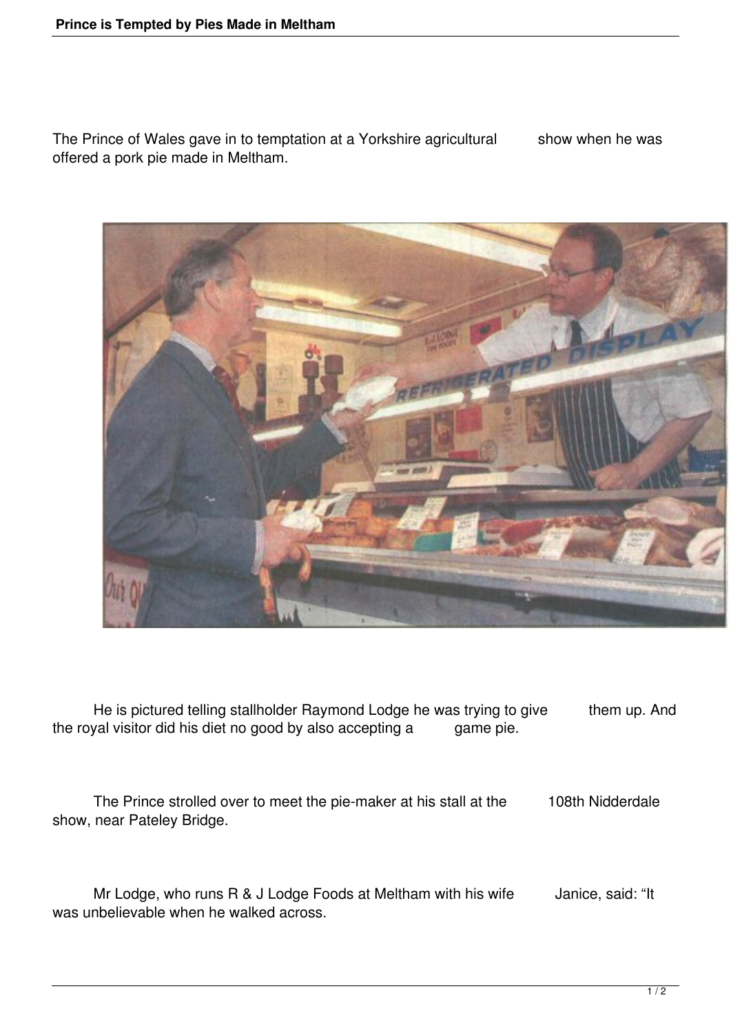The Prince of Wales gave in to temptation at a Yorkshire agricultural show when he was offered a pork pie made in Meltham.

He is pictured telling stallholder Raymond Lodge he was trying to give them up. And the royal visitor did his diet no good by also accepting a game pie.

The Prince strolled over to meet the pie-maker at his stall at the 108th Nidderdale show, near Pateley Bridge.

Mr Lodge, who runs R & J Lodge Foods at Meltham with his wife Janice, said: “It was unbelievable when he walked across.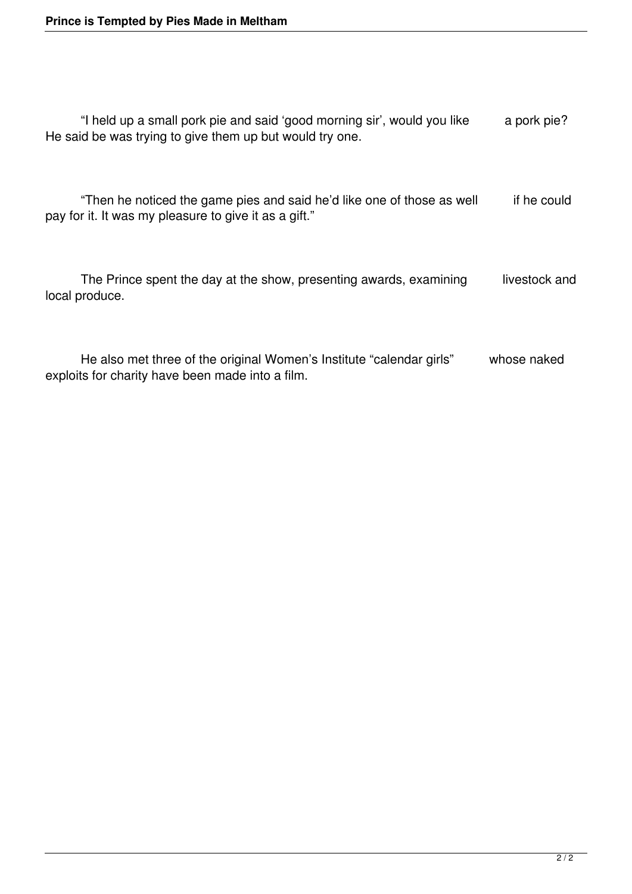"I held up a small pork pie and said 'good morning sir', would you like a pork pie? He said be was trying to give them up but would try one.

"Then he noticed the game pies and said he'd like one of those as well if he could pay for it. It was my pleasure to give it as a gift."

The Prince spent the day at the show, presenting awards, examining livestock and local produce.

He also met three of the original Women's Institute "calendar girls" whose naked exploits for charity have been made into a film.